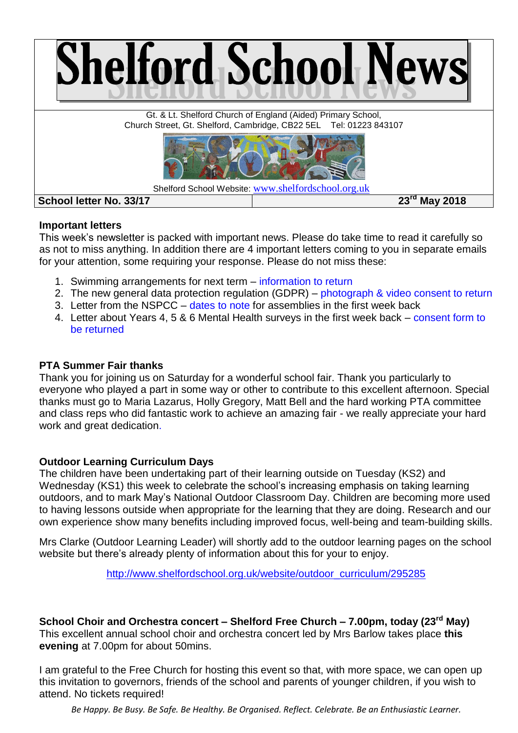# Shelford School News

Gt. & Lt. Shelford Church of England (Aided) Primary School,
Church Street, Gt. Shelford, Cambridge, CB22 5EL Tel: 01223 843107

Shelford School Website: www.shelfordschool.org.uk

| School letter No. 33/17 | 23rd May 2018 |
|---|---|

**Important letters**

This week's newsletter is packed with important news. Please do take time to read it carefully so as not to miss anything. In addition there are 4 important letters coming to you in separate emails for your attention, some requiring your response. Please do not miss these:

1. Swimming arrangements for next term – information to return
2. The new general data protection regulation (GDPR) – photograph & video consent to return
3. Letter from the NSPCC – dates to note for assemblies in the first week back
4. Letter about Years 4, 5 & 6 Mental Health surveys in the first week back – consent form to be returned

**PTA Summer Fair thanks**

Thank you for joining us on Saturday for a wonderful school fair. Thank you particularly to everyone who played a part in some way or other to contribute to this excellent afternoon. Special thanks must go to Maria Lazarus, Holly Gregory, Matt Bell and the hard working PTA committee and class reps who did fantastic work to achieve an amazing fair - we really appreciate your hard work and great dedication.

**Outdoor Learning Curriculum Days**

The children have been undertaking part of their learning outside on Tuesday (KS2) and Wednesday (KS1) this week to celebrate the school's increasing emphasis on taking learning outdoors, and to mark May's National Outdoor Classroom Day. Children are becoming more used to having lessons outside when appropriate for the learning that they are doing. Research and our own experience show many benefits including improved focus, well-being and team-building skills.

Mrs Clarke (Outdoor Learning Leader) will shortly add to the outdoor learning pages on the school website but there's already plenty of information about this for your to enjoy.

http://www.shelfordschool.org.uk/website/outdoor_curriculum/295285

**School Choir and Orchestra concert – Shelford Free Church – 7.00pm, today (23rd May)**

This excellent annual school choir and orchestra concert led by Mrs Barlow takes place **this evening** at 7.00pm for about 50mins.

I am grateful to the Free Church for hosting this event so that, with more space, we can open up this invitation to governors, friends of the school and parents of younger children, if you wish to attend. No tickets required!

*Be Happy. Be Busy. Be Safe. Be Healthy. Be Organised. Reflect. Celebrate. Be an Enthusiastic Learner.*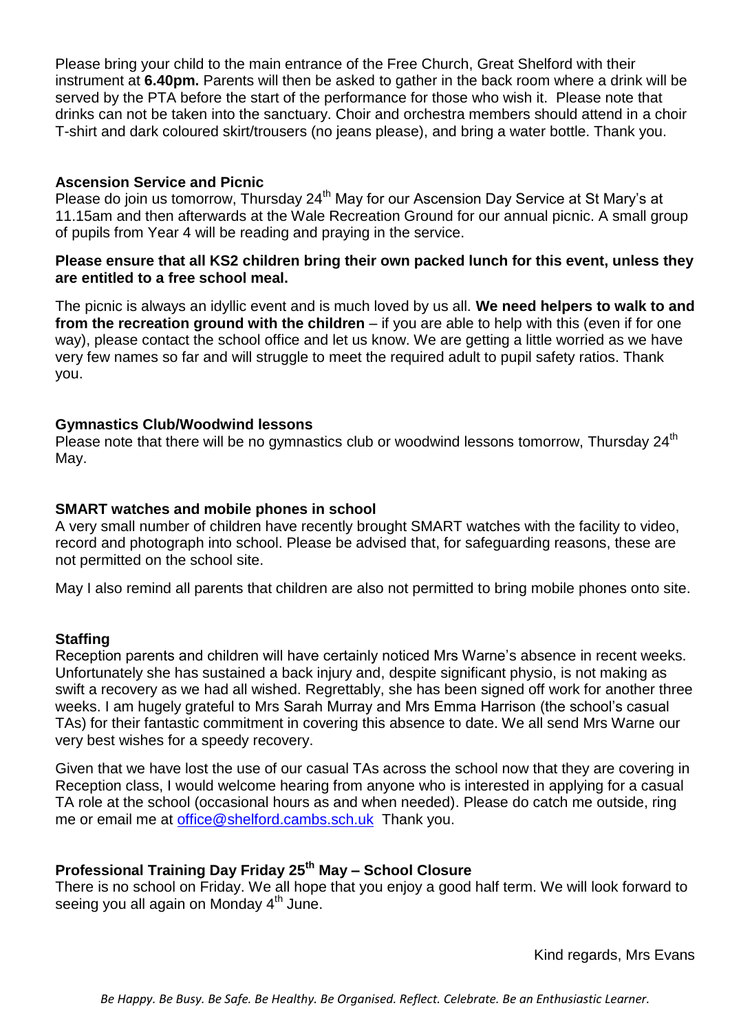Please bring your child to the main entrance of the Free Church, Great Shelford with their instrument at **6.40pm.** Parents will then be asked to gather in the back room where a drink will be served by the PTA before the start of the performance for those who wish it. Please note that drinks can not be taken into the sanctuary. Choir and orchestra members should attend in a choir T-shirt and dark coloured skirt/trousers (no jeans please), and bring a water bottle. Thank you.

**Ascension Service and Picnic**

Please do join us tomorrow, Thursday 24th May for our Ascension Day Service at St Mary's at 11.15am and then afterwards at the Wale Recreation Ground for our annual picnic. A small group of pupils from Year 4 will be reading and praying in the service.

**Please ensure that all KS2 children bring their own packed lunch for this event, unless they are entitled to a free school meal.**

The picnic is always an idyllic event and is much loved by us all. **We need helpers to walk to and from the recreation ground with the children** – if you are able to help with this (even if for one way), please contact the school office and let us know. We are getting a little worried as we have very few names so far and will struggle to meet the required adult to pupil safety ratios. Thank you.

**Gymnastics Club/Woodwind lessons**

Please note that there will be no gymnastics club or woodwind lessons tomorrow, Thursday 24th May.

**SMART watches and mobile phones in school**

A very small number of children have recently brought SMART watches with the facility to video, record and photograph into school. Please be advised that, for safeguarding reasons, these are not permitted on the school site.

May I also remind all parents that children are also not permitted to bring mobile phones onto site.

**Staffing**

Reception parents and children will have certainly noticed Mrs Warne's absence in recent weeks. Unfortunately she has sustained a back injury and, despite significant physio, is not making as swift a recovery as we had all wished. Regrettably, she has been signed off work for another three weeks. I am hugely grateful to Mrs Sarah Murray and Mrs Emma Harrison (the school's casual TAs) for their fantastic commitment in covering this absence to date. We all send Mrs Warne our very best wishes for a speedy recovery.

Given that we have lost the use of our casual TAs across the school now that they are covering in Reception class, I would welcome hearing from anyone who is interested in applying for a casual TA role at the school (occasional hours as and when needed). Please do catch me outside, ring me or email me at office@shelford.cambs.sch.uk Thank you.

**Professional Training Day Friday 25th May – School Closure**

There is no school on Friday. We all hope that you enjoy a good half term. We will look forward to seeing you all again on Monday 4th June.

Kind regards, Mrs Evans

*Be Happy. Be Busy. Be Safe. Be Healthy. Be Organised. Reflect. Celebrate. Be an Enthusiastic Learner.*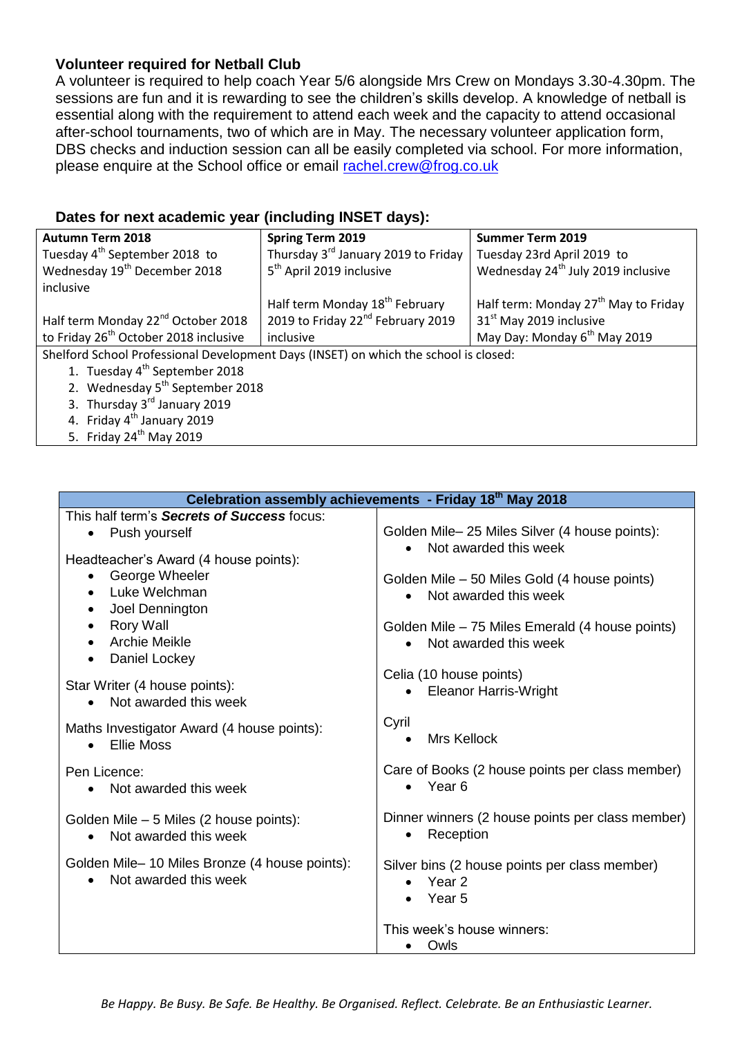### Volunteer required for Netball Club

A volunteer is required to help coach Year 5/6 alongside Mrs Crew on Mondays 3.30-4.30pm. The sessions are fun and it is rewarding to see the children's skills develop. A knowledge of netball is essential along with the requirement to attend each week and the capacity to attend occasional after-school tournaments, two of which are in May. The necessary volunteer application form, DBS checks and induction session can all be easily completed via school. For more information, please enquire at the School office or email rachel.crew@frog.co.uk

### Dates for next academic year (including INSET days):

| **Autumn Term 2018** | **Spring Term 2019** | **Summer Term 2019** |
|---|---|---|
| Tuesday 4th September 2018 to Wednesday 19th December 2018 inclusive | Thursday 3rd January 2019 to Friday 5th April 2019 inclusive | Tuesday 23rd April 2019 to Wednesday 24th July 2019 inclusive |
| Half term Monday 22nd October 2018 to Friday 26th October 2018 inclusive | Half term Monday 18th February 2019 to Friday 22nd February 2019 inclusive | Half term: Monday 27th May to Friday 31st May 2019 inclusive<br>May Day: Monday 6th May 2019 |

Shelford School Professional Development Days (INSET) on which the school is closed:

1. Tuesday 4th September 2018
2. Wednesday 5th September 2018
3. Thursday 3rd January 2019
4. Friday 4th January 2019
5. Friday 24th May 2019

### Celebration assembly achievements - Friday 18th May 2018

This half term's ***Secrets of Success*** focus:
- Push yourself

Headteacher's Award (4 house points):
- George Wheeler
- Luke Welchman
- Joel Dennington
- Rory Wall
- Archie Meikle
- Daniel Lockey

Star Writer (4 house points):
- Not awarded this week

Maths Investigator Award (4 house points):
- Ellie Moss

Pen Licence:
- Not awarded this week

Golden Mile – 5 Miles (2 house points):
- Not awarded this week

Golden Mile– 10 Miles Bronze (4 house points):
- Not awarded this week

Golden Mile– 25 Miles Silver (4 house points):
- Not awarded this week

Golden Mile – 50 Miles Gold (4 house points)
- Not awarded this week

Golden Mile – 75 Miles Emerald (4 house points)
- Not awarded this week

Celia (10 house points)
- Eleanor Harris-Wright

Cyril
- Mrs Kellock

Care of Books (2 house points per class member)
- Year 6

Dinner winners (2 house points per class member)
- Reception

Silver bins (2 house points per class member)
- Year 2
- Year 5

This week's house winners:
- Owls

*Be Happy. Be Busy. Be Safe. Be Healthy. Be Organised. Reflect. Celebrate. Be an Enthusiastic Learner.*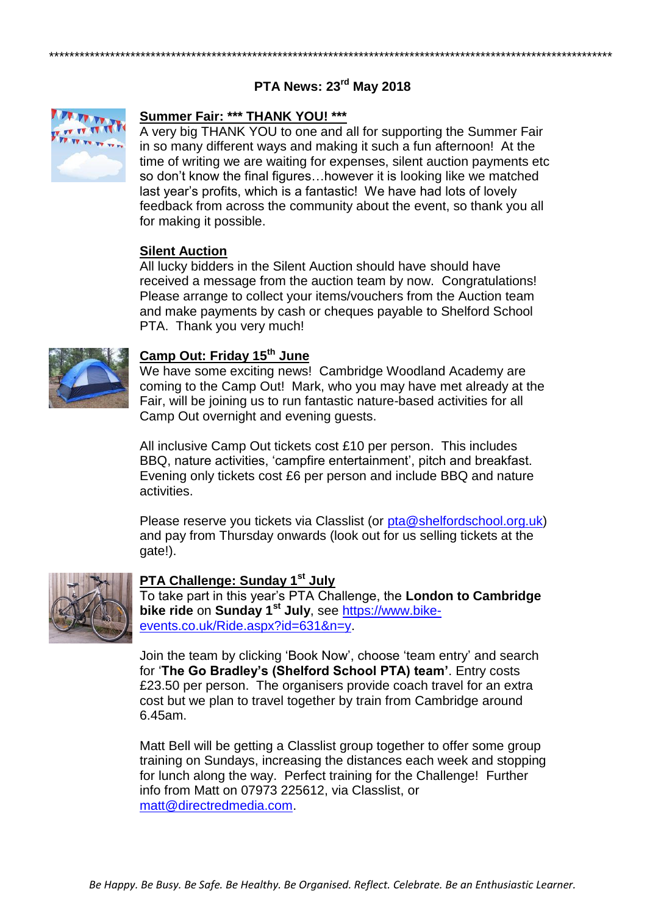\*\*\*\*\*\*\*\*\*\*\*\*\*\*\*\*\*\*\*\*\*\*\*\*\*\*\*\*\*\*\*\*\*\*\*\*\*\*\*\*\*\*\*\*\*\*\*\*\*\*\*\*\*\*\*\*\*\*\*\*\*\*\*\*\*\*\*\*\*\*\*\*\*\*\*\*\*\*\*\*\*\*\*\*\*\*\*\*\*\*\*\*\*\*\*\*\*\*\*\*\*\*\*\*\*\*\*\*

# PTA News: 23rd May 2018

## Summer Fair: *** THANK YOU! ***

A very big THANK YOU to one and all for supporting the Summer Fair in so many different ways and making it such a fun afternoon! At the time of writing we are waiting for expenses, silent auction payments etc so don't know the final figures…however it is looking like we matched last year's profits, which is a fantastic! We have had lots of lovely feedback from across the community about the event, so thank you all for making it possible.

## Silent Auction

All lucky bidders in the Silent Auction should have should have received a message from the auction team by now. Congratulations! Please arrange to collect your items/vouchers from the Auction team and make payments by cash or cheques payable to Shelford School PTA. Thank you very much!

## Camp Out: Friday 15th June

We have some exciting news! Cambridge Woodland Academy are coming to the Camp Out! Mark, who you may have met already at the Fair, will be joining us to run fantastic nature-based activities for all Camp Out overnight and evening guests.

All inclusive Camp Out tickets cost £10 per person. This includes BBQ, nature activities, 'campfire entertainment', pitch and breakfast. Evening only tickets cost £6 per person and include BBQ and nature activities.

Please reserve you tickets via Classlist (or pta@shelfordschool.org.uk) and pay from Thursday onwards (look out for us selling tickets at the gate!).

## PTA Challenge: Sunday 1st July

To take part in this year's PTA Challenge, the **London to Cambridge bike ride** on **Sunday 1st July**, see https://www.bike-events.co.uk/Ride.aspx?id=631&n=y.

Join the team by clicking 'Book Now', choose 'team entry' and search for '**The Go Bradley's (Shelford School PTA) team'**. Entry costs £23.50 per person. The organisers provide coach travel for an extra cost but we plan to travel together by train from Cambridge around 6.45am.

Matt Bell will be getting a Classlist group together to offer some group training on Sundays, increasing the distances each week and stopping for lunch along the way. Perfect training for the Challenge! Further info from Matt on 07973 225612, via Classlist, or matt@directredmedia.com.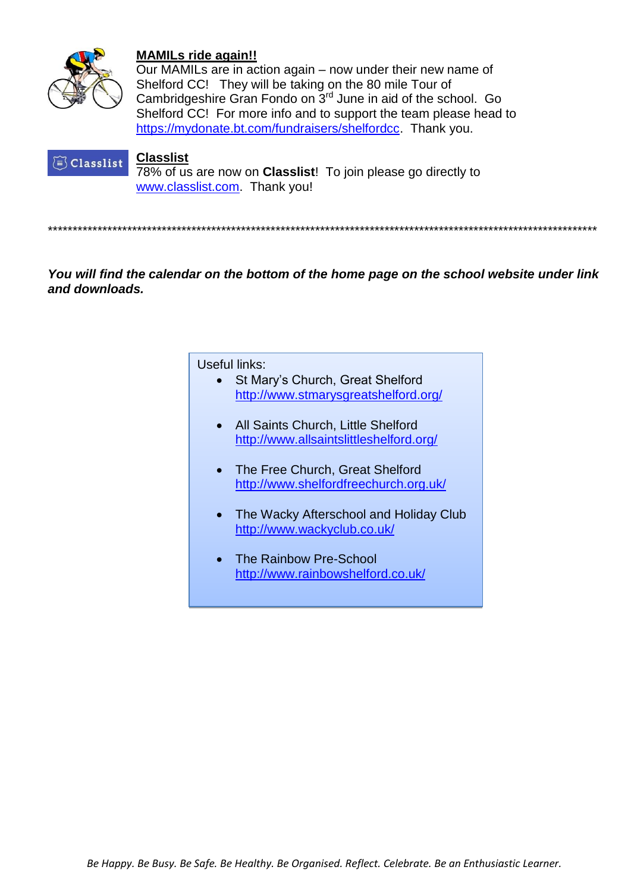**MAMILs ride again!!**

Our MAMILs are in action again – now under their new name of Shelford CC! They will be taking on the 80 mile Tour of Cambridgeshire Gran Fondo on 3rd June in aid of the school. Go Shelford CC! For more info and to support the team please head to https://mydonate.bt.com/fundraisers/shelfordcc. Thank you.

**Classlist**

78% of us are now on **Classlist**! To join please go directly to www.classlist.com. Thank you!

*******************************************************************************************************************

***You will find the calendar on the bottom of the home page on the school website under link and downloads.***

Useful links:

- St Mary's Church, Great Shelford
  http://www.stmarysgreatshelford.org/
- All Saints Church, Little Shelford
  http://www.allsaintslittleshelford.org/
- The Free Church, Great Shelford
  http://www.shelfordfreechurch.org.uk/
- The Wacky Afterschool and Holiday Club
  http://www.wackyclub.co.uk/
- The Rainbow Pre-School
  http://www.rainbowshelford.co.uk/

*Be Happy. Be Busy. Be Safe. Be Healthy. Be Organised. Reflect. Celebrate. Be an Enthusiastic Learner.*